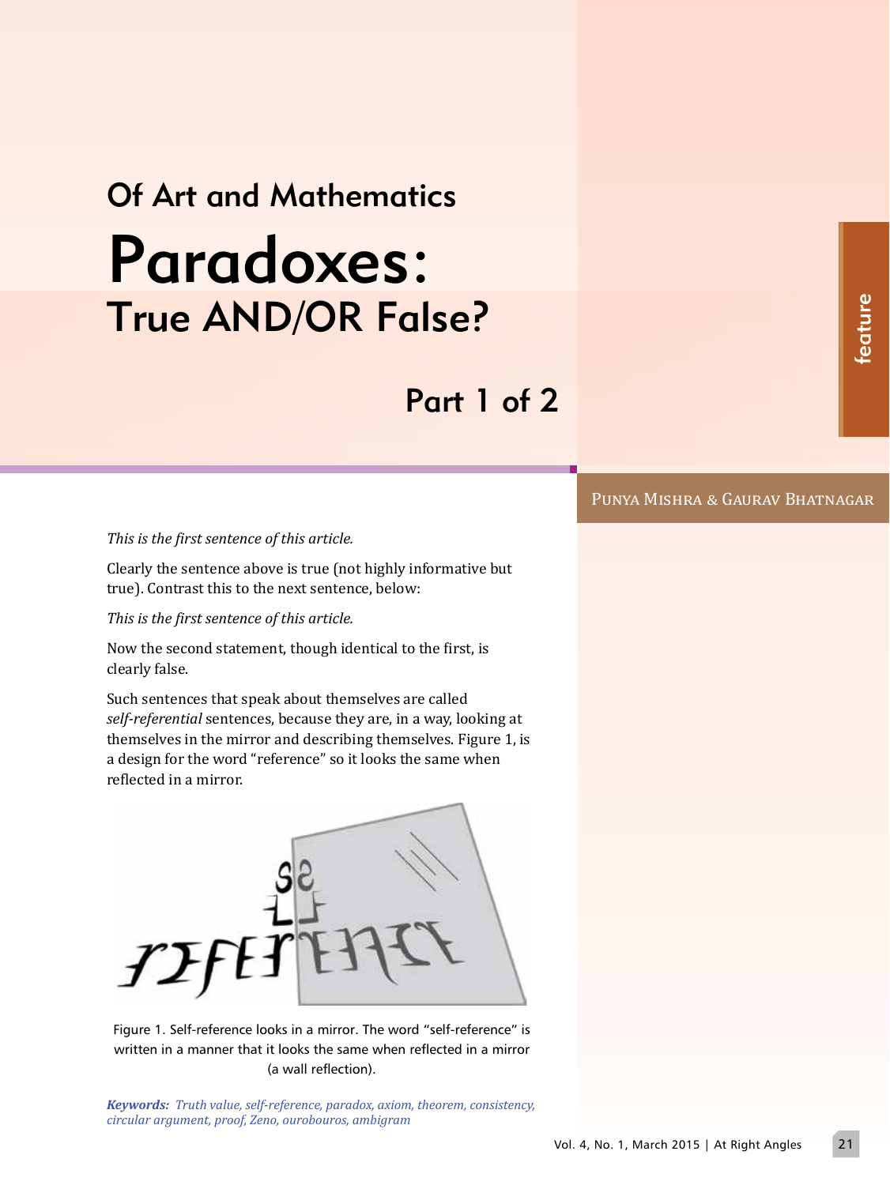## Of Art and Mathematics

# Paradoxes:
## True AND/OR False?

### Part 1 of 2

PUNYA MISHRA & GAURAV BHATNAGAR

*This is the first sentence of this article.*

Clearly the sentence above is true (not highly informative but true). Contrast this to the next sentence, below:

*This is the first sentence of this article.*

Now the second statement, though identical to the first, is clearly false.

Such sentences that speak about themselves are called *self-referential* sentences, because they are, in a way, looking at themselves in the mirror and describing themselves. Figure 1, is a design for the word "reference" so it looks the same when reflected in a mirror.

Figure 1. Self-reference looks in a mirror. The word "self-reference" is written in a manner that it looks the same when reflected in a mirror (a wall reflection).

***Keywords:*** *Truth value, self-reference, paradox, axiom, theorem, consistency, circular argument, proof, Zeno, ourobouros, ambigram*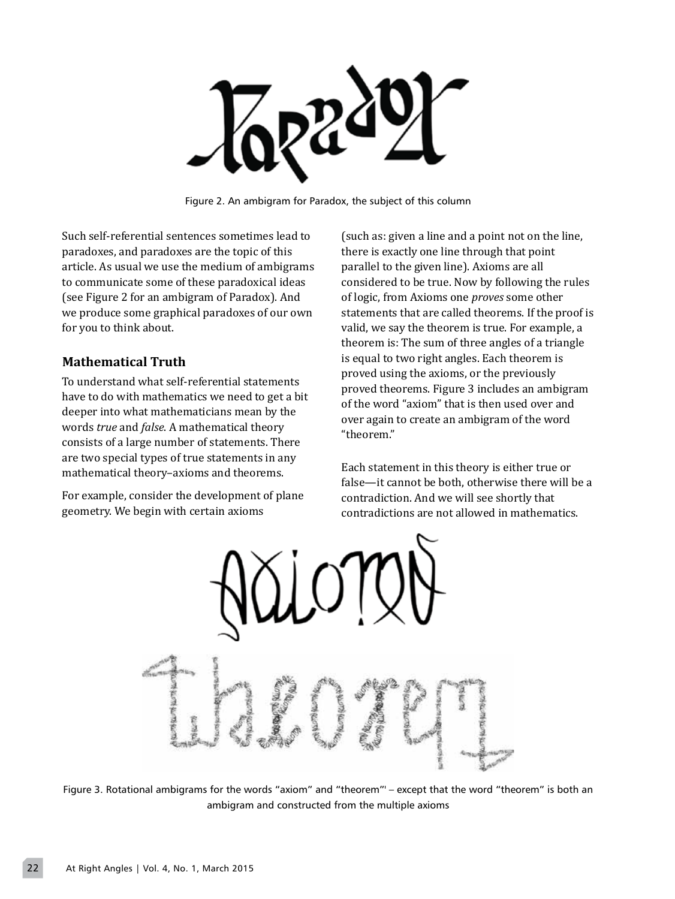Figure 2. An ambigram for Paradox, the subject of this column

Such self-referential sentences sometimes lead to paradoxes, and paradoxes are the topic of this article. As usual we use the medium of ambigrams to communicate some of these paradoxical ideas (see Figure 2 for an ambigram of Paradox). And we produce some graphical paradoxes of our own for you to think about.

## Mathematical Truth

To understand what self-referential statements have to do with mathematics we need to get a bit deeper into what mathematicians mean by the words *true* and *false*. A mathematical theory consists of a large number of statements. There are two special types of true statements in any mathematical theory–axioms and theorems.

For example, consider the development of plane geometry. We begin with certain axioms (such as: given a line and a point not on the line, there is exactly one line through that point parallel to the given line). Axioms are all considered to be true. Now by following the rules of logic, from Axioms one *proves* some other statements that are called theorems. If the proof is valid, we say the theorem is true. For example, a theorem is: The sum of three angles of a triangle is equal to two right angles. Each theorem is proved using the axioms, or the previously proved theorems. Figure 3 includes an ambigram of the word "axiom" that is then used over and over again to create an ambigram of the word "theorem."

Each statement in this theory is either true or false—it cannot be both, otherwise there will be a contradiction. And we will see shortly that contradictions are not allowed in mathematics.

Figure 3. Rotational ambigrams for the words "axiom" and "theorem"' – except that the word "theorem" is both an ambigram and constructed from the multiple axioms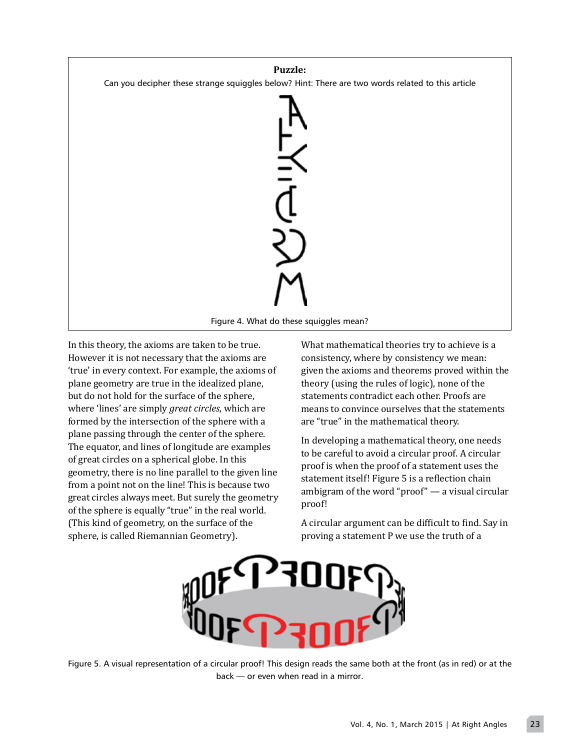**Puzzle:**

Can you decipher these strange squiggles below? Hint: There are two words related to this article

Figure 4. What do these squiggles mean?

In this theory, the axioms are taken to be true. However it is not necessary that the axioms are 'true' in every context. For example, the axioms of plane geometry are true in the idealized plane, but do not hold for the surface of the sphere, where 'lines' are simply *great circles*, which are formed by the intersection of the sphere with a plane passing through the center of the sphere. The equator, and lines of longitude are examples of great circles on a spherical globe. In this geometry, there is no line parallel to the given line from a point not on the line! This is because two great circles always meet. But surely the geometry of the sphere is equally "true" in the real world. (This kind of geometry, on the surface of the sphere, is called Riemannian Geometry).

What mathematical theories try to achieve is a consistency, where by consistency we mean: given the axioms and theorems proved within the theory (using the rules of logic), none of the statements contradict each other. Proofs are means to convince ourselves that the statements are "true" in the mathematical theory.

In developing a mathematical theory, one needs to be careful to avoid a circular proof. A circular proof is when the proof of a statement uses the statement itself! Figure 5 is a reflection chain ambigram of the word "proof" — a visual circular proof!

A circular argument can be difficult to find. Say in proving a statement P we use the truth of a

Figure 5. A visual representation of a circular proof! This design reads the same both at the front (as in red) or at the back — or even when read in a mirror.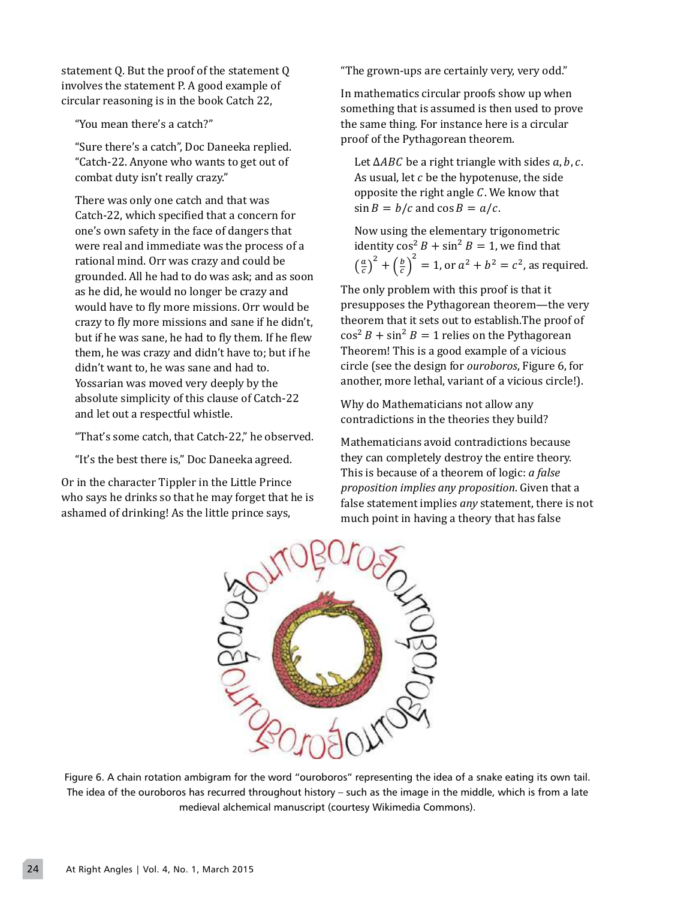statement Q. But the proof of the statement Q involves the statement P. A good example of circular reasoning is in the book Catch 22,

> "You mean there's a catch?"
>
> "Sure there's a catch", Doc Daneeka replied. "Catch-22. Anyone who wants to get out of combat duty isn't really crazy."
>
> There was only one catch and that was Catch-22, which specified that a concern for one's own safety in the face of dangers that were real and immediate was the process of a rational mind. Orr was crazy and could be grounded. All he had to do was ask; and as soon as he did, he would no longer be crazy and would have to fly more missions. Orr would be crazy to fly more missions and sane if he didn't, but if he was sane, he had to fly them. If he flew them, he was crazy and didn't have to; but if he didn't want to, he was sane and had to. Yossarian was moved very deeply by the absolute simplicity of this clause of Catch-22 and let out a respectful whistle.
>
> "That's some catch, that Catch-22," he observed.
>
> "It's the best there is," Doc Daneeka agreed.

Or in the character Tippler in the Little Prince who says he drinks so that he may forget that he is ashamed of drinking! As the little prince says,

> "The grown-ups are certainly very, very odd."

In mathematics circular proofs show up when something that is assumed is then used to prove the same thing. For instance here is a circular proof of the Pythagorean theorem.

> Let $\Delta ABC$ be a right triangle with sides $a, b, c$. As usual, let $c$ be the hypotenuse, the side opposite the right angle $C$. We know that $\sin B = b/c$ and $\cos B = a/c$.
>
> Now using the elementary trigonometric identity $\cos^2 B + \sin^2 B = 1$, we find that $\left(\frac{a}{c}\right)^2 + \left(\frac{b}{c}\right)^2 = 1$, or $a^2 + b^2 = c^2$, as required.

The only problem with this proof is that it presupposes the Pythagorean theorem—the very theorem that it sets out to establish.The proof of $\cos^2 B + \sin^2 B = 1$ relies on the Pythagorean Theorem! This is a good example of a vicious circle (see the design for *ouroboros*, Figure 6, for another, more lethal, variant of a vicious circle!).

Why do Mathematicians not allow any contradictions in the theories they build?

Mathematicians avoid contradictions because they can completely destroy the entire theory. This is because of a theorem of logic: *a false proposition implies any proposition*. Given that a false statement implies *any* statement, there is not much point in having a theory that has false

Figure 6. A chain rotation ambigram for the word "ouroboros" representing the idea of a snake eating its own tail. The idea of the ouroboros has recurred throughout history – such as the image in the middle, which is from a late medieval alchemical manuscript (courtesy Wikimedia Commons).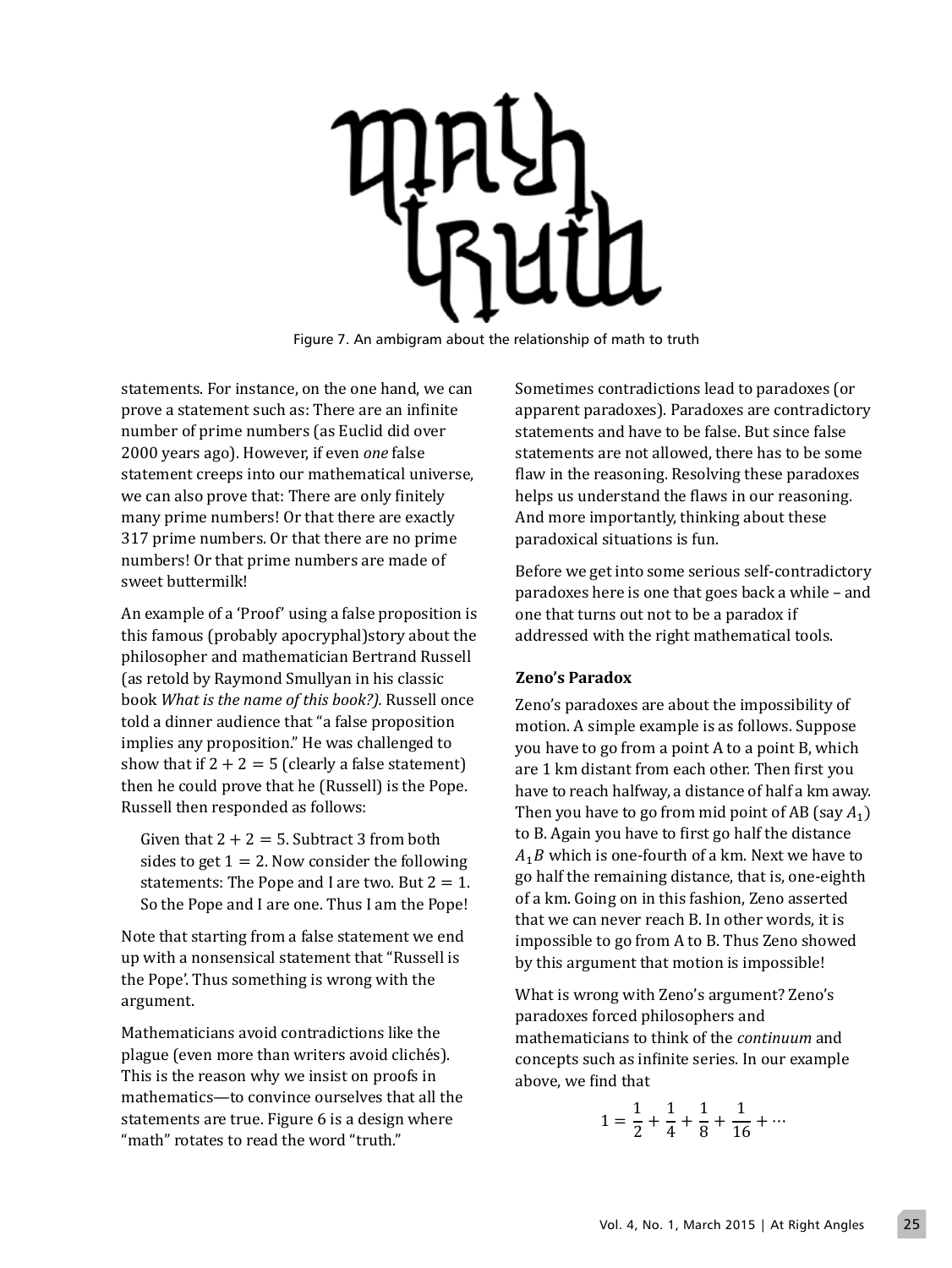Figure 7. An ambigram about the relationship of math to truth

statements. For instance, on the one hand, we can prove a statement such as: There are an infinite number of prime numbers (as Euclid did over 2000 years ago). However, if even *one* false statement creeps into our mathematical universe, we can also prove that: There are only finitely many prime numbers! Or that there are exactly 317 prime numbers. Or that there are no prime numbers! Or that prime numbers are made of sweet buttermilk!

An example of a 'Proof' using a false proposition is this famous (probably apocryphal)story about the philosopher and mathematician Bertrand Russell (as retold by Raymond Smullyan in his classic book *What is the name of this book?).* Russell once told a dinner audience that "a false proposition implies any proposition." He was challenged to show that if $2 + 2 = 5$ (clearly a false statement) then he could prove that he (Russell) is the Pope. Russell then responded as follows:

> Given that $2 + 2 = 5$. Subtract 3 from both sides to get $1 = 2$. Now consider the following statements: The Pope and I are two. But $2 = 1$. So the Pope and I are one. Thus I am the Pope!

Note that starting from a false statement we end up with a nonsensical statement that "Russell is the Pope'. Thus something is wrong with the argument.

Mathematicians avoid contradictions like the plague (even more than writers avoid clichés). This is the reason why we insist on proofs in mathematics—to convince ourselves that all the statements are true. Figure 6 is a design where "math" rotates to read the word "truth."

Sometimes contradictions lead to paradoxes (or apparent paradoxes). Paradoxes are contradictory statements and have to be false. But since false statements are not allowed, there has to be some flaw in the reasoning. Resolving these paradoxes helps us understand the flaws in our reasoning. And more importantly, thinking about these paradoxical situations is fun.

Before we get into some serious self-contradictory paradoxes here is one that goes back a while – and one that turns out not to be a paradox if addressed with the right mathematical tools.

**Zeno's Paradox**

Zeno's paradoxes are about the impossibility of motion. A simple example is as follows. Suppose you have to go from a point A to a point B, which are 1 km distant from each other. Then first you have to reach halfway, a distance of half a km away. Then you have to go from mid point of AB (say $A_1$) to B. Again you have to first go half the distance $A_1B$ which is one-fourth of a km. Next we have to go half the remaining distance, that is, one-eighth of a km. Going on in this fashion, Zeno asserted that we can never reach B. In other words, it is impossible to go from A to B. Thus Zeno showed by this argument that motion is impossible!

What is wrong with Zeno's argument? Zeno's paradoxes forced philosophers and mathematicians to think of the *continuum* and concepts such as infinite series. In our example above, we find that

$$1 = \frac{1}{2} + \frac{1}{4} + \frac{1}{8} + \frac{1}{16} + \cdots$$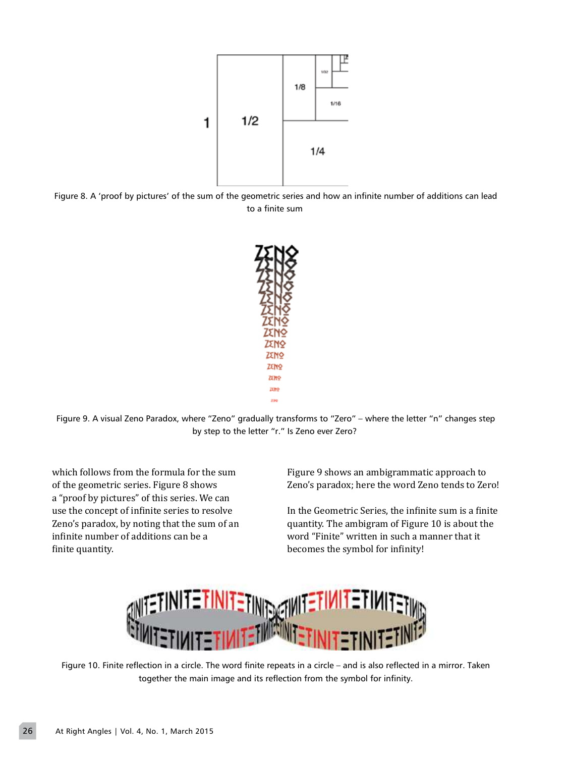Figure 8. A 'proof by pictures' of the sum of the geometric series and how an infinite number of additions can lead to a finite sum

Figure 9. A visual Zeno Paradox, where "Zeno" gradually transforms to "Zero" – where the letter "n" changes step by step to the letter "r." Is Zeno ever Zero?

which follows from the formula for the sum of the geometric series. Figure 8 shows a "proof by pictures" of this series. We can use the concept of infinite series to resolve Zeno's paradox, by noting that the sum of an infinite number of additions can be a finite quantity.

Figure 9 shows an ambigrammatic approach to Zeno's paradox; here the word Zeno tends to Zero!

In the Geometric Series, the infinite sum is a finite quantity. The ambigram of Figure 10 is about the word "Finite" written in such a manner that it becomes the symbol for infinity!

Figure 10. Finite reflection in a circle. The word finite repeats in a circle – and is also reflected in a mirror. Taken together the main image and its reflection from the symbol for infinity.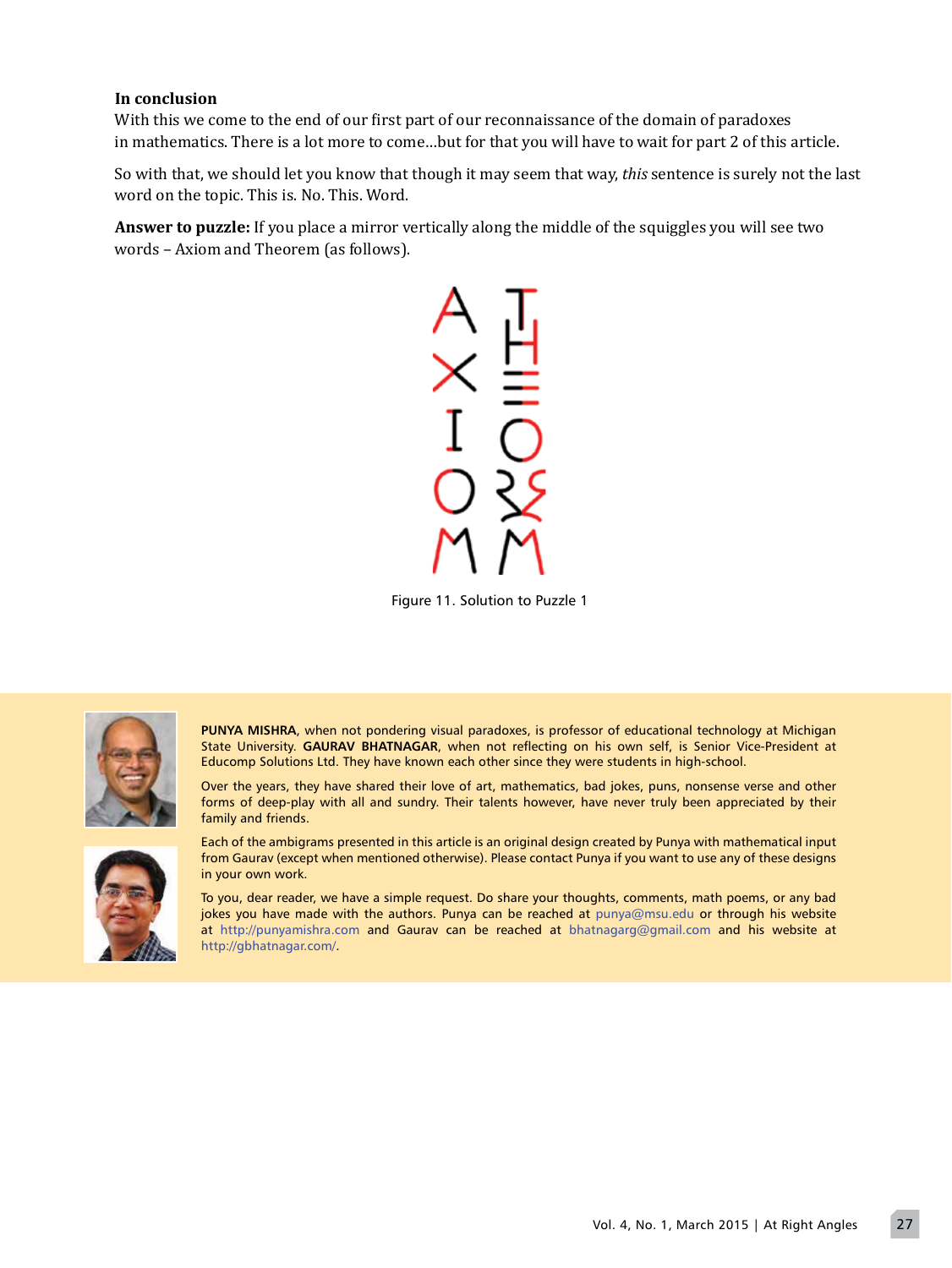## In conclusion

With this we come to the end of our first part of our reconnaissance of the domain of paradoxes in mathematics. There is a lot more to come…but for that you will have to wait for part 2 of this article.

So with that, we should let you know that though it may seem that way, *this* sentence is surely not the last word on the topic. This is. No. This. Word.

**Answer to puzzle:** If you place a mirror vertically along the middle of the squiggles you will see two words – Axiom and Theorem (as follows).

Figure 11. Solution to Puzzle 1

**PUNYA MISHRA**, when not pondering visual paradoxes, is professor of educational technology at Michigan State University. **GAURAV BHATNAGAR**, when not reflecting on his own self, is Senior Vice-President at Educomp Solutions Ltd. They have known each other since they were students in high-school.

Over the years, they have shared their love of art, mathematics, bad jokes, puns, nonsense verse and other forms of deep-play with all and sundry. Their talents however, have never truly been appreciated by their family and friends.

Each of the ambigrams presented in this article is an original design created by Punya with mathematical input from Gaurav (except when mentioned otherwise). Please contact Punya if you want to use any of these designs in your own work.

To you, dear reader, we have a simple request. Do share your thoughts, comments, math poems, or any bad jokes you have made with the authors. Punya can be reached at punya@msu.edu or through his website at http://punyamishra.com and Gaurav can be reached at bhatnagarg@gmail.com and his website at http://gbhatnagar.com/.